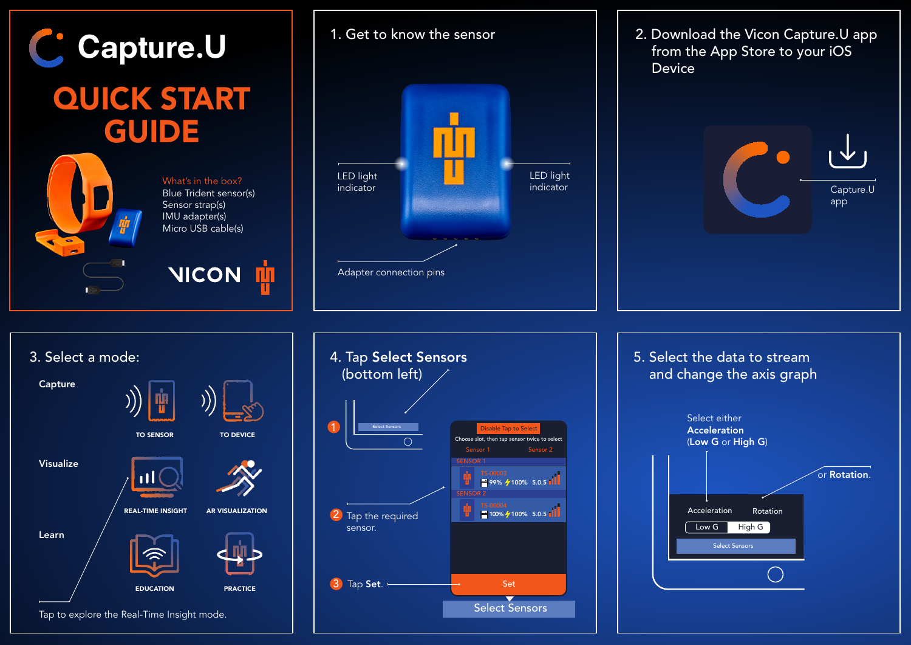# Capture.U

## QUICK START GUIDE

**What's in the box?**

- Blue Trident sensor(s)
- Sensor strap(s)
- IMU adapter(s)
- Micro USB cable(s)

VICON

## 1. Get to know the sensor

- LED light indicator
- LED light indicator
- Adapter connection pins

## 2. Download the Vicon Capture.U app from the App Store to your iOS Device

Capture.U app

## 3. Select a mode:

**Capture**

- TO SENSOR
- TO DEVICE

**Visualize**

- REAL-TIME INSIGHT
- AR VISUALIZATION

**Learn**

- EDUCATION
- PRACTICE

Tap to explore the Real-Time Insight mode.

## 4. Tap **Select Sensors** (bottom left)

1. Select Sensors
2. Tap the required sensor.
3. Tap **Set**.

Disable Tap to Select

Choose slot, then tap sensor twice to select

Sensor 1 | Sensor 2

SENSOR 1 — TS-00003 — 99% 100% 5.0.5

SENSOR 2 — TS-00004 — 100% 100% 5.0.5

Set

Select Sensors

## 5. Select the data to stream and change the axis graph

Select either **Acceleration** (**Low G** or **High G**) or **Rotation**.

Acceleration | Rotation

Low G | High G

Select Sensors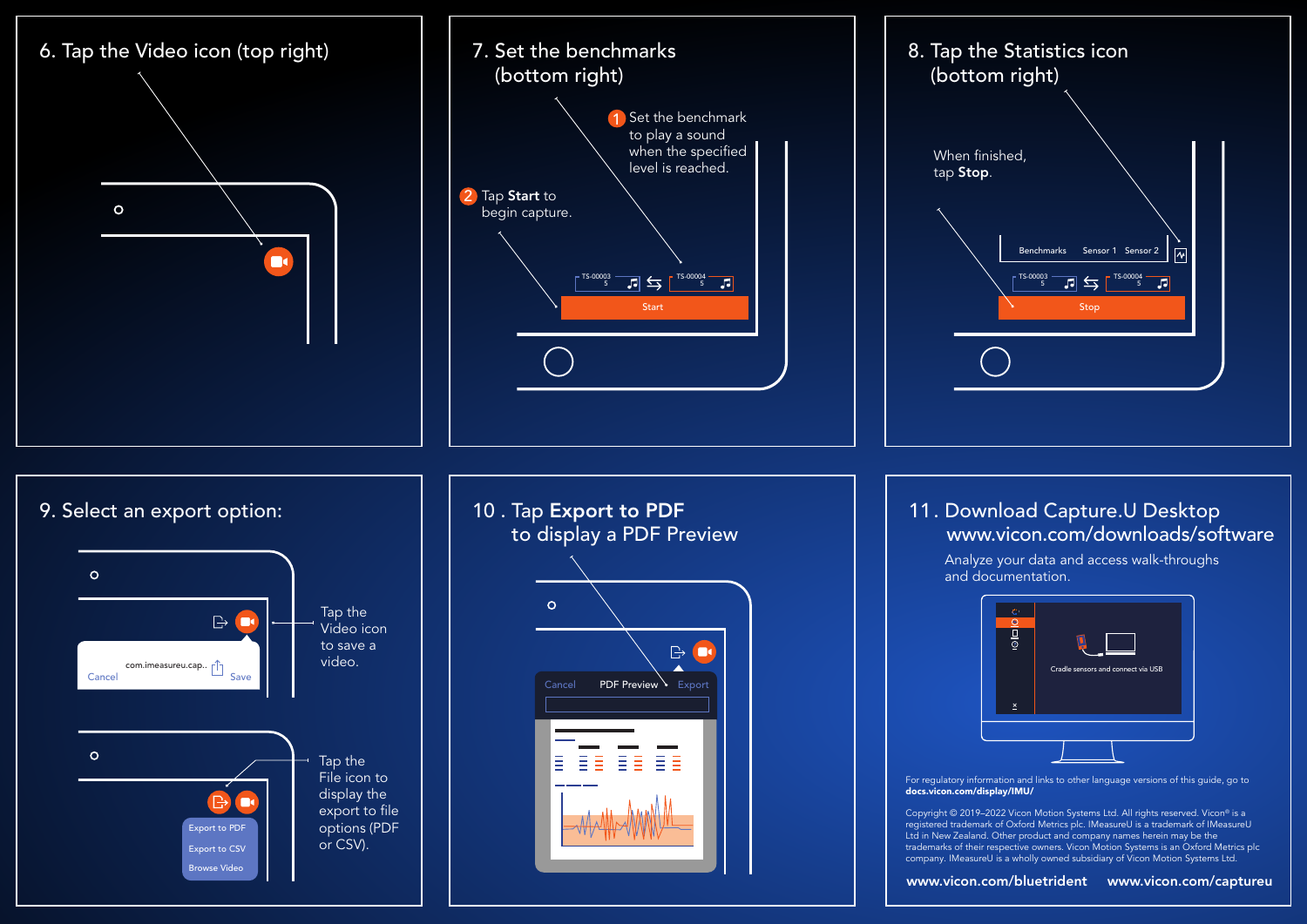## 6. Tap the Video icon (top right)

## 7. Set the benchmarks (bottom right)

1 Set the benchmark to play a sound when the specified level is reached.

2 Tap **Start** to begin capture.

TS-00003 5

TS-00004 5

Start

## 8. Tap the Statistics icon (bottom right)

When finished, tap **Stop**.

Benchmarks Sensor 1 Sensor 2

TS-00003 5

TS-00004 5

Stop

## 9. Select an export option:

Tap the Video icon to save a video.

com.imeasureu.cap..

Cancel

Save

Tap the File icon to display the export to file options (PDF or CSV).

Export to PDF

Export to CSV

Browse Video

## 10. Tap **Export to PDF** to display a PDF Preview

Cancel

PDF Preview

Export

## 11. Download Capture.U Desktop www.vicon.com/downloads/software

Analyze your data and access walk-throughs and documentation.

Cradle sensors and connect via USB

For regulatory information and links to other language versions of this guide, go to **docs.vicon.com/display/IMU/**

Copyright © 2019–2022 Vicon Motion Systems Ltd. All rights reserved. Vicon® is a registered trademark of Oxford Metrics plc. IMeasureU is a trademark of IMeasureU Ltd in New Zealand. Other product and company names herein may be the trademarks of their respective owners. Vicon Motion Systems is an Oxford Metrics plc company. IMeasureU is a wholly owned subsidiary of Vicon Motion Systems Ltd.

**www.vicon.com/bluetrident** **www.vicon.com/captureu**